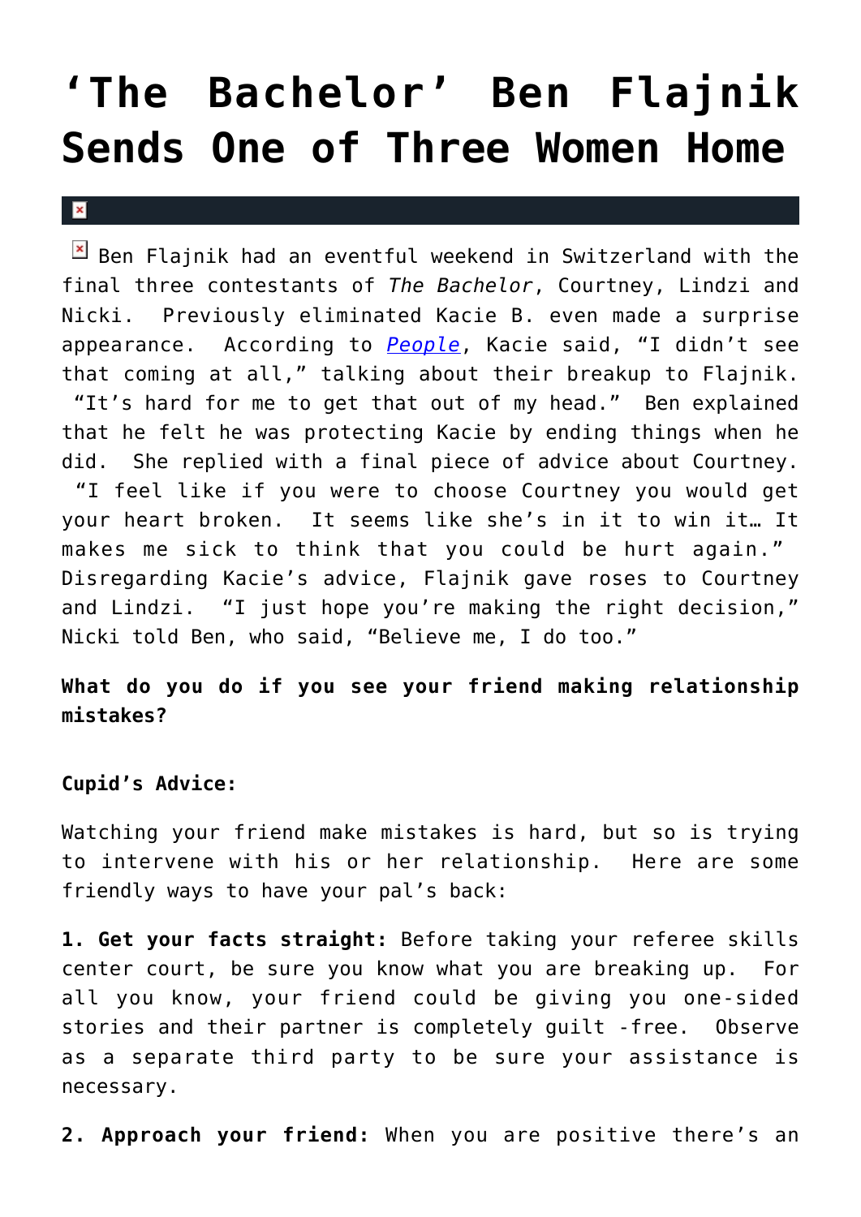# ‘The Bachelor’ Ben Flajnik Sends One of Three Women Home

Ben Flajnik had an eventful weekend in Switzerland with the final three contestants of *The Bachelor*, Courtney, Lindzi and Nicki. Previously eliminated Kacie B. even made a surprise appearance. According to *People*, Kacie said, “I didn’t see that coming at all,” talking about their breakup to Flajnik. “It’s hard for me to get that out of my head.” Ben explained that he felt he was protecting Kacie by ending things when he did. She replied with a final piece of advice about Courtney. “I feel like if you were to choose Courtney you would get your heart broken. It seems like she’s in it to win it… It makes me sick to think that you could be hurt again.” Disregarding Kacie’s advice, Flajnik gave roses to Courtney and Lindzi. “I just hope you’re making the right decision,” Nicki told Ben, who said, “Believe me, I do too.”

**What do you do if you see your friend making relationship mistakes?**

**Cupid’s Advice:**

Watching your friend make mistakes is hard, but so is trying to intervene with his or her relationship. Here are some friendly ways to have your pal’s back:

**1. Get your facts straight:** Before taking your referee skills center court, be sure you know what you are breaking up. For all you know, your friend could be giving you one-sided stories and their partner is completely guilt -free. Observe as a separate third party to be sure your assistance is necessary.

**2. Approach your friend:** When you are positive there’s an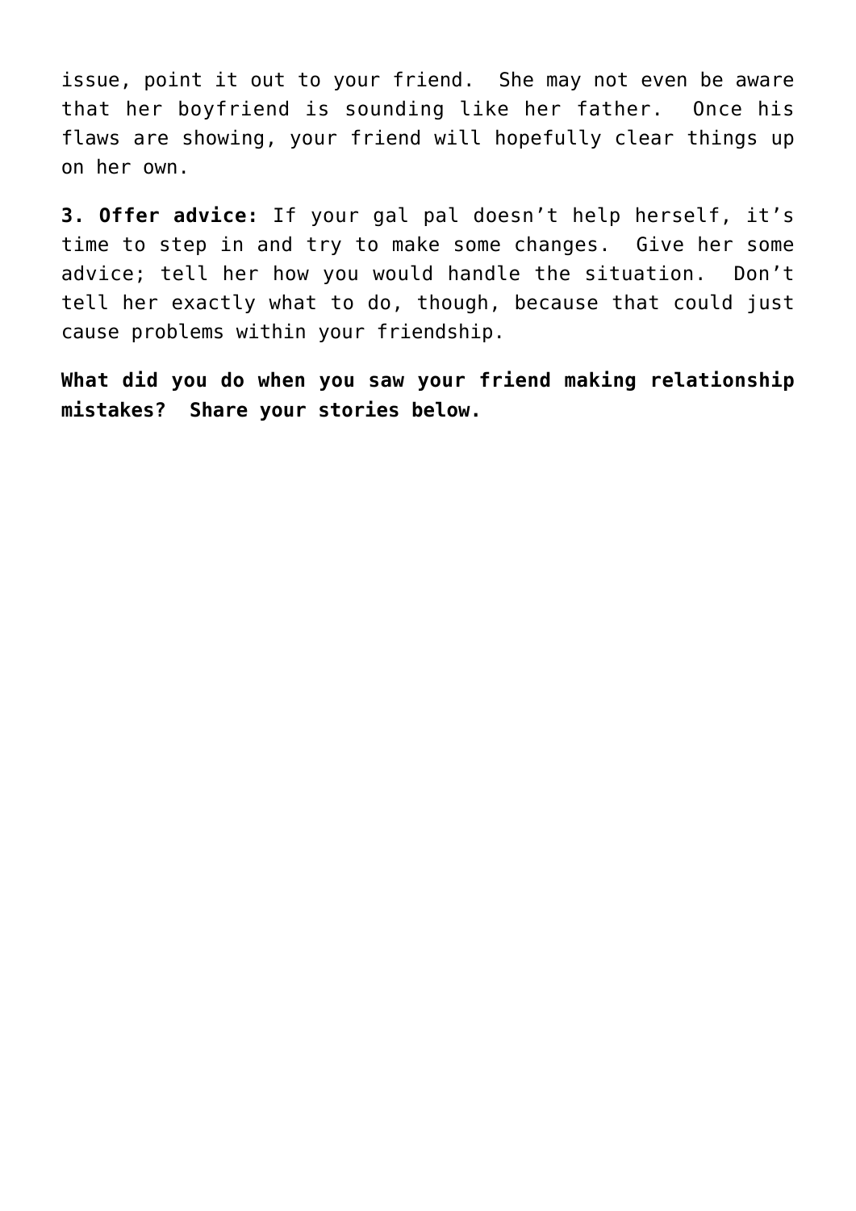issue, point it out to your friend. She may not even be aware that her boyfriend is sounding like her father. Once his flaws are showing, your friend will hopefully clear things up on her own.

**3. Offer advice:** If your gal pal doesn't help herself, it's time to step in and try to make some changes. Give her some advice; tell her how you would handle the situation. Don't tell her exactly what to do, though, because that could just cause problems within your friendship.

**What did you do when you saw your friend making relationship mistakes? Share your stories below.**